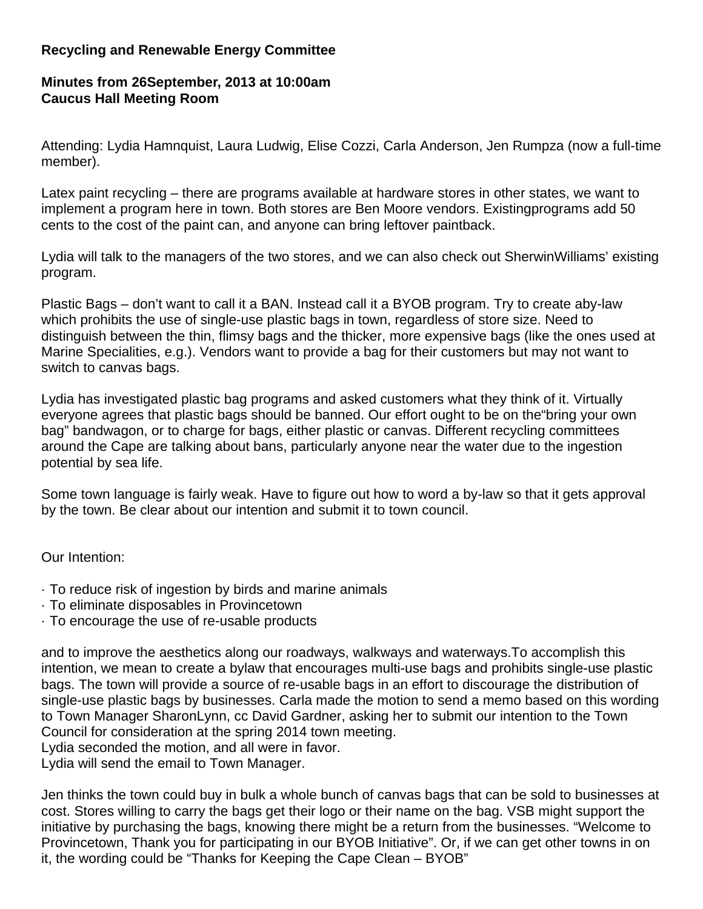**Recycling and Renewable Energy Committee**

**Minutes from 26September, 2013 at 10:00am**
**Caucus Hall Meeting Room**

Attending: Lydia Hamnquist, Laura Ludwig, Elise Cozzi, Carla Anderson, Jen Rumpza (now a full-time member).

Latex paint recycling – there are programs available at hardware stores in other states, we want to implement a program here in town. Both stores are Ben Moore vendors. Existingprograms add 50 cents to the cost of the paint can, and anyone can bring leftover paintback.

Lydia will talk to the managers of the two stores, and we can also check out SherwinWilliams' existing program.

Plastic Bags – don't want to call it a BAN. Instead call it a BYOB program. Try to create aby-law which prohibits the use of single-use plastic bags in town, regardless of store size. Need to distinguish between the thin, flimsy bags and the thicker, more expensive bags (like the ones used at Marine Specialities, e.g.). Vendors want to provide a bag for their customers but may not want to switch to canvas bags.

Lydia has investigated plastic bag programs and asked customers what they think of it. Virtually everyone agrees that plastic bags should be banned. Our effort ought to be on the"bring your own bag" bandwagon, or to charge for bags, either plastic or canvas. Different recycling committees around the Cape are talking about bans, particularly anyone near the water due to the ingestion potential by sea life.

Some town language is fairly weak. Have to figure out how to word a by-law so that it gets approval by the town. Be clear about our intention and submit it to town council.

Our Intention:

· To reduce risk of ingestion by birds and marine animals
· To eliminate disposables in Provincetown
· To encourage the use of re-usable products

and to improve the aesthetics along our roadways, walkways and waterways.To accomplish this intention, we mean to create a bylaw that encourages multi-use bags and prohibits single-use plastic bags. The town will provide a source of re-usable bags in an effort to discourage the distribution of single-use plastic bags by businesses. Carla made the motion to send a memo based on this wording to Town Manager SharonLynn, cc David Gardner, asking her to submit our intention to the Town Council for consideration at the spring 2014 town meeting.
Lydia seconded the motion, and all were in favor.
Lydia will send the email to Town Manager.

Jen thinks the town could buy in bulk a whole bunch of canvas bags that can be sold to businesses at cost. Stores willing to carry the bags get their logo or their name on the bag. VSB might support the initiative by purchasing the bags, knowing there might be a return from the businesses. "Welcome to Provincetown, Thank you for participating in our BYOB Initiative". Or, if we can get other towns in on it, the wording could be "Thanks for Keeping the Cape Clean – BYOB"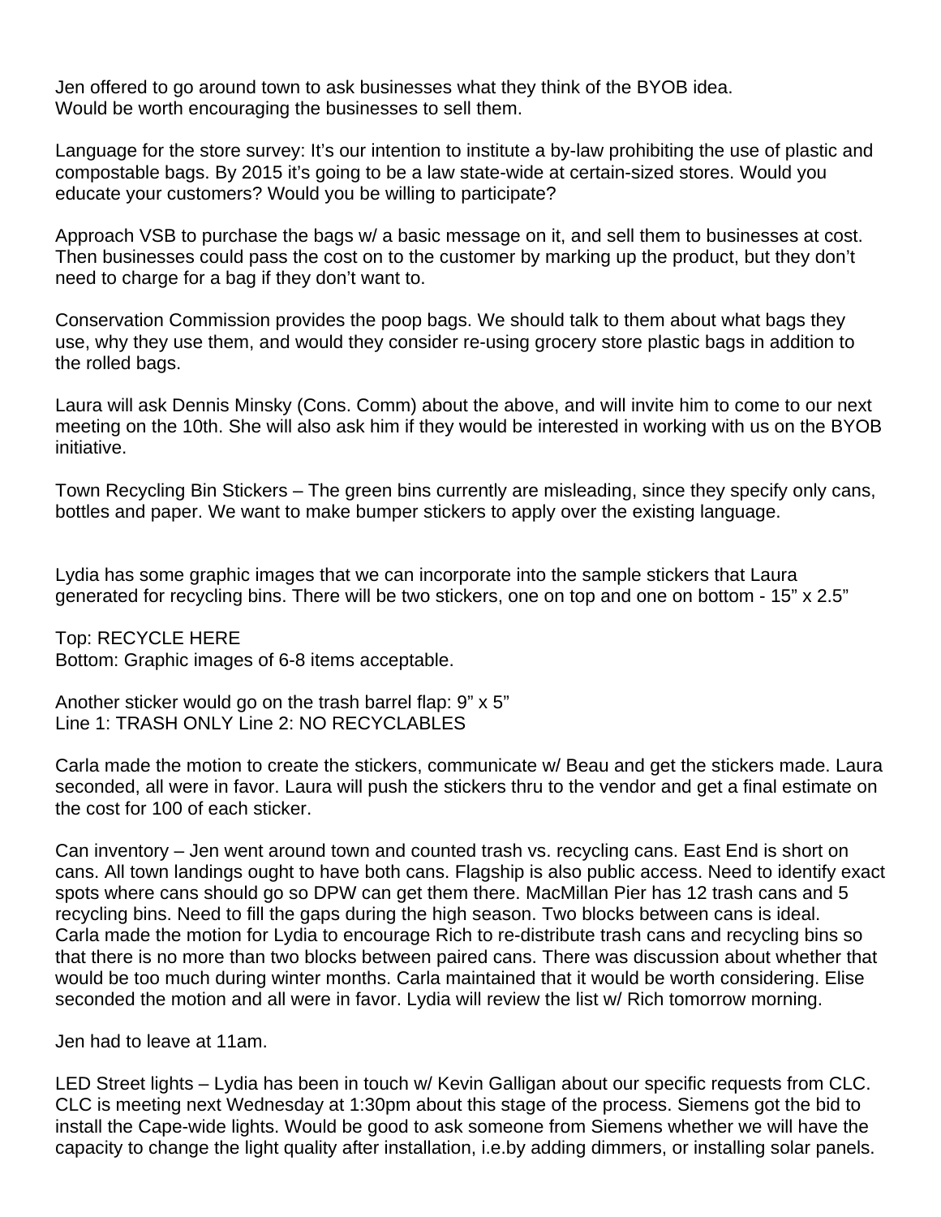Jen offered to go around town to ask businesses what they think of the BYOB idea.
Would be worth encouraging the businesses to sell them.

Language for the store survey: It's our intention to institute a by-law prohibiting the use of plastic and compostable bags. By 2015 it's going to be a law state-wide at certain-sized stores. Would you educate your customers? Would you be willing to participate?

Approach VSB to purchase the bags w/ a basic message on it, and sell them to businesses at cost. Then businesses could pass the cost on to the customer by marking up the product, but they don't need to charge for a bag if they don't want to.

Conservation Commission provides the poop bags. We should talk to them about what bags they use, why they use them, and would they consider re-using grocery store plastic bags in addition to the rolled bags.

Laura will ask Dennis Minsky (Cons. Comm) about the above, and will invite him to come to our next meeting on the 10th. She will also ask him if they would be interested in working with us on the BYOB initiative.

Town Recycling Bin Stickers – The green bins currently are misleading, since they specify only cans, bottles and paper. We want to make bumper stickers to apply over the existing language.

Lydia has some graphic images that we can incorporate into the sample stickers that Laura generated for recycling bins. There will be two stickers, one on top and one on bottom - 15" x 2.5"

Top: RECYCLE HERE
Bottom: Graphic images of 6-8 items acceptable.

Another sticker would go on the trash barrel flap: 9" x 5"
Line 1: TRASH ONLY Line 2: NO RECYCLABLES

Carla made the motion to create the stickers, communicate w/ Beau and get the stickers made. Laura seconded, all were in favor. Laura will push the stickers thru to the vendor and get a final estimate on the cost for 100 of each sticker.

Can inventory – Jen went around town and counted trash vs. recycling cans. East End is short on cans. All town landings ought to have both cans. Flagship is also public access. Need to identify exact spots where cans should go so DPW can get them there. MacMillan Pier has 12 trash cans and 5 recycling bins. Need to fill the gaps during the high season. Two blocks between cans is ideal. Carla made the motion for Lydia to encourage Rich to re-distribute trash cans and recycling bins so that there is no more than two blocks between paired cans. There was discussion about whether that would be too much during winter months. Carla maintained that it would be worth considering. Elise seconded the motion and all were in favor. Lydia will review the list w/ Rich tomorrow morning.

Jen had to leave at 11am.

LED Street lights – Lydia has been in touch w/ Kevin Galligan about our specific requests from CLC. CLC is meeting next Wednesday at 1:30pm about this stage of the process. Siemens got the bid to install the Cape-wide lights. Would be good to ask someone from Siemens whether we will have the capacity to change the light quality after installation, i.e.by adding dimmers, or installing solar panels.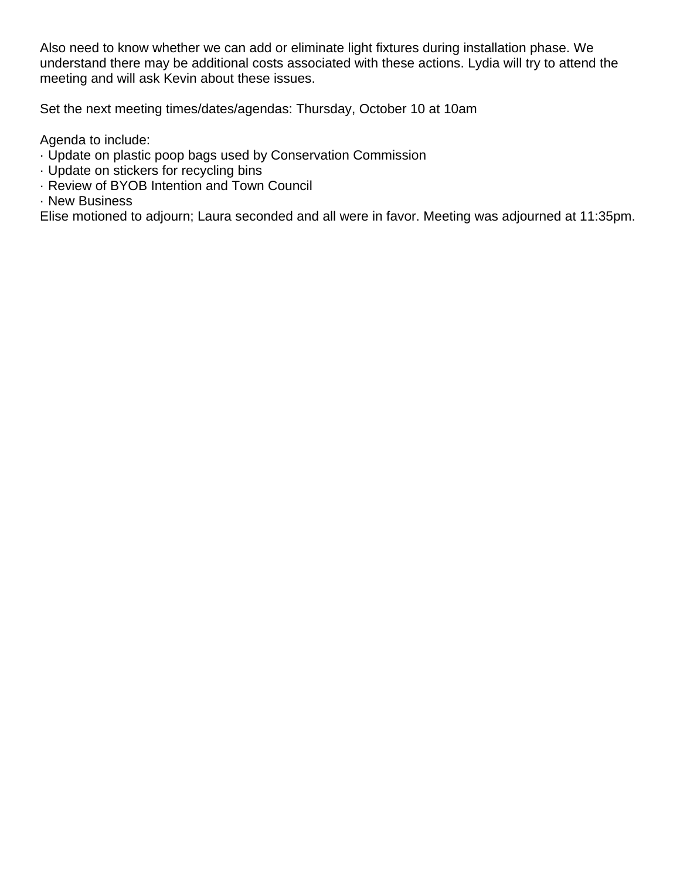Also need to know whether we can add or eliminate light fixtures during installation phase. We understand there may be additional costs associated with these actions. Lydia will try to attend the meeting and will ask Kevin about these issues.

Set the next meeting times/dates/agendas: Thursday, October 10 at 10am

Agenda to include:

- Update on plastic poop bags used by Conservation Commission
- Update on stickers for recycling bins
- Review of BYOB Intention and Town Council
- New Business

Elise motioned to adjourn; Laura seconded and all were in favor. Meeting was adjourned at 11:35pm.